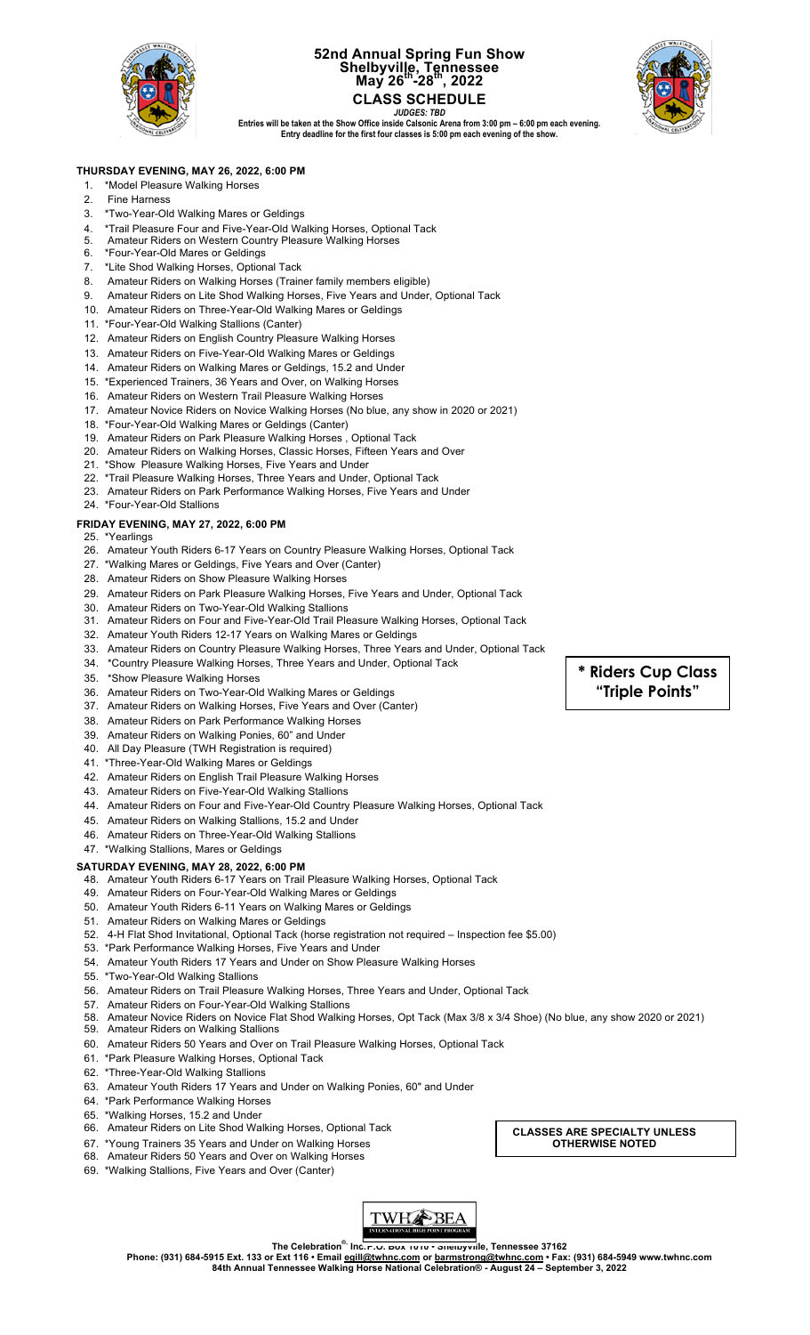# 52nd Annual Spring Fun Show
## Shelbyville, Tennessee
## May 26th-28th, 2022
## CLASS SCHEDULE

***JUDGES: TBD***

**Entries will be taken at the Show Office inside Calsonic Arena from 3:00 pm – 6:00 pm each evening.**
**Entry deadline for the first four classes is 5:00 pm each evening of the show.**

### THURSDAY EVENING, MAY 26, 2022, 6:00 PM

1. *Model Pleasure Walking Horses
2. Fine Harness
3. *Two-Year-Old Walking Mares or Geldings
4. *Trail Pleasure Four and Five-Year-Old Walking Horses, Optional Tack
5. Amateur Riders on Western Country Pleasure Walking Horses
6. *Four-Year-Old Mares or Geldings
7. *Lite Shod Walking Horses, Optional Tack
8. Amateur Riders on Walking Horses (Trainer family members eligible)
9. Amateur Riders on Lite Shod Walking Horses, Five Years and Under, Optional Tack
10. Amateur Riders on Three-Year-Old Walking Mares or Geldings
11. *Four-Year-Old Walking Stallions (Canter)
12. Amateur Riders on English Country Pleasure Walking Horses
13. Amateur Riders on Five-Year-Old Walking Mares or Geldings
14. Amateur Riders on Walking Mares or Geldings, 15.2 and Under
15. *Experienced Trainers, 36 Years and Over, on Walking Horses
16. Amateur Riders on Western Trail Pleasure Walking Horses
17. Amateur Novice Riders on Novice Walking Horses (No blue, any show in 2020 or 2021)
18. *Four-Year-Old Walking Mares or Geldings (Canter)
19. Amateur Riders on Park Pleasure Walking Horses , Optional Tack
20. Amateur Riders on Walking Horses, Classic Horses, Fifteen Years and Over
21. *Show Pleasure Walking Horses, Five Years and Under
22. *Trail Pleasure Walking Horses, Three Years and Under, Optional Tack
23. Amateur Riders on Park Performance Walking Horses, Five Years and Under
24. *Four-Year-Old Stallions

### FRIDAY EVENING, MAY 27, 2022, 6:00 PM

25. *Yearlings
26. Amateur Youth Riders 6-17 Years on Country Pleasure Walking Horses, Optional Tack
27. *Walking Mares or Geldings, Five Years and Over (Canter)
28. Amateur Riders on Show Pleasure Walking Horses
29. Amateur Riders on Park Pleasure Walking Horses, Five Years and Under, Optional Tack
30. Amateur Riders on Two-Year-Old Walking Stallions
31. Amateur Riders on Four and Five-Year-Old Trail Pleasure Walking Horses, Optional Tack
32. Amateur Youth Riders 12-17 Years on Walking Mares or Geldings
33. Amateur Riders on Country Pleasure Walking Horses, Three Years and Under, Optional Tack
34. *Country Pleasure Walking Horses, Three Years and Under, Optional Tack
35. *Show Pleasure Walking Horses
36. Amateur Riders on Two-Year-Old Walking Mares or Geldings
37. Amateur Riders on Walking Horses, Five Years and Over (Canter)
38. Amateur Riders on Park Performance Walking Horses
39. Amateur Riders on Walking Ponies, 60" and Under
40. All Day Pleasure (TWH Registration is required)
41. *Three-Year-Old Walking Mares or Geldings
42. Amateur Riders on English Trail Pleasure Walking Horses
43. Amateur Riders on Five-Year-Old Walking Stallions
44. Amateur Riders on Four and Five-Year-Old Country Pleasure Walking Horses, Optional Tack
45. Amateur Riders on Walking Stallions, 15.2 and Under
46. Amateur Riders on Three-Year-Old Walking Stallions
47. *Walking Stallions, Mares or Geldings

**\* Riders Cup Class "Triple Points"**

### SATURDAY EVENING, MAY 28, 2022, 6:00 PM

48. Amateur Youth Riders 6-17 Years on Trail Pleasure Walking Horses, Optional Tack
49. Amateur Riders on Four-Year-Old Walking Mares or Geldings
50. Amateur Youth Riders 6-11 Years on Walking Mares or Geldings
51. Amateur Riders on Walking Mares or Geldings
52. 4-H Flat Shod Invitational, Optional Tack (horse registration not required – Inspection fee $5.00)
53. *Park Performance Walking Horses, Five Years and Under
54. Amateur Youth Riders 17 Years and Under on Show Pleasure Walking Horses
55. *Two-Year-Old Walking Stallions
56. Amateur Riders on Trail Pleasure Walking Horses, Three Years and Under, Optional Tack
57. Amateur Riders on Four-Year-Old Walking Stallions
58. Amateur Novice Riders on Novice Flat Shod Walking Horses, Opt Tack (Max 3/8 x 3/4 Shoe) (No blue, any show 2020 or 2021)
59. Amateur Riders on Walking Stallions
60. Amateur Riders 50 Years and Over on Trail Pleasure Walking Horses, Optional Tack
61. *Park Pleasure Walking Horses, Optional Tack
62. *Three-Year-Old Walking Stallions
63. Amateur Youth Riders 17 Years and Under on Walking Ponies, 60" and Under
64. *Park Performance Walking Horses
65. *Walking Horses, 15.2 and Under
66. Amateur Riders on Lite Shod Walking Horses, Optional Tack
67. *Young Trainers 35 Years and Under on Walking Horses
68. Amateur Riders 50 Years and Over on Walking Horses
69. *Walking Stallions, Five Years and Over (Canter)

**CLASSES ARE SPECIALTY UNLESS OTHERWISE NOTED**

TWHBEA INTERNATIONAL HIGH POINT PROGRAM

**The Celebration® Inc. P.O. Box 1010 • Shelbyville, Tennessee 37162**
**Phone: (931) 684-5915 Ext. 133 or Ext 116 • Email egill@twhnc.com or barmstrong@twhnc.com • Fax: (931) 684-5949 www.twhnc.com**
**84th Annual Tennessee Walking Horse National Celebration® - August 24 – September 3, 2022**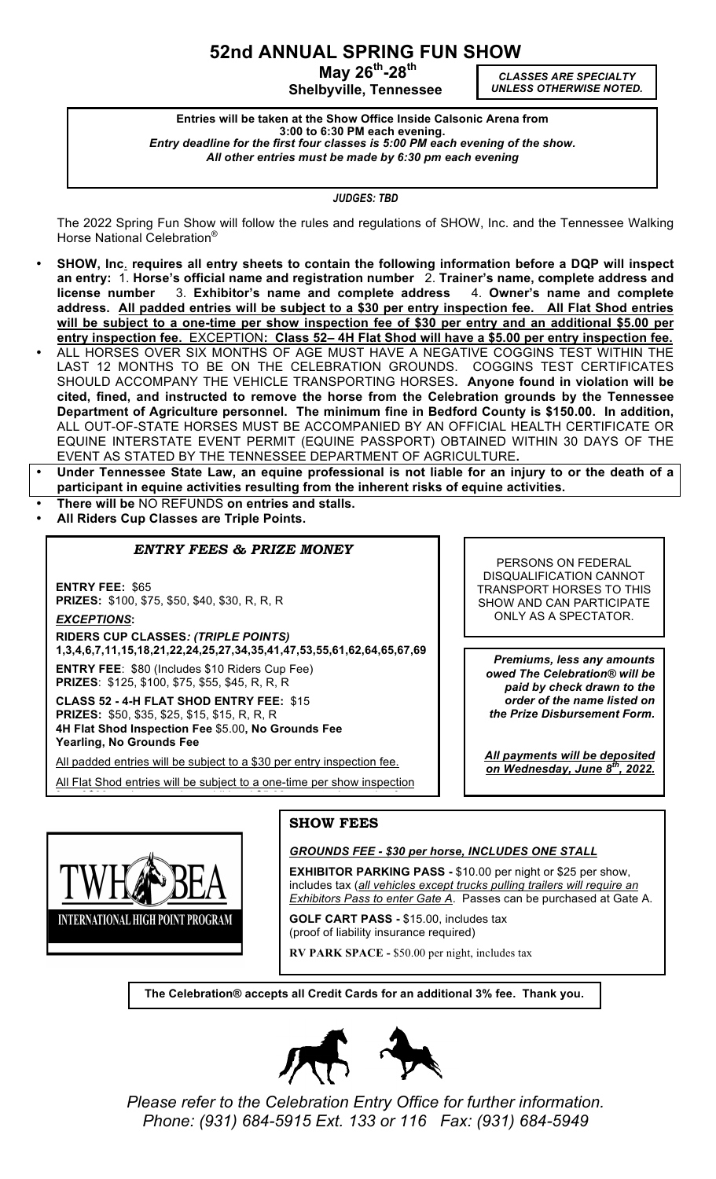# 52nd ANNUAL SPRING FUN SHOW

**May 26th-28th**

**Shelbyville, Tennessee**

***CLASSES ARE SPECIALTY UNLESS OTHERWISE NOTED.***

**Entries will be taken at the Show Office Inside Calsonic Arena from 3:00 to 6:30 PM each evening.**
***Entry deadline for the first four classes is 5:00 PM each evening of the show.***
***All other entries must be made by 6:30 pm each evening***

***JUDGES: TBD***

The 2022 Spring Fun Show will follow the rules and regulations of SHOW, Inc. and the Tennessee Walking Horse National Celebration®

- **SHOW, Inc. requires all entry sheets to contain the following information before a DQP will inspect an entry:** 1. **Horse's official name and registration number** 2. **Trainer's name, complete address and license number** 3. **Exhibitor's name and complete address** 4. **Owner's name and complete address. <u>All padded entries will be subject to a $30 per entry inspection fee. All Flat Shod entries will be subject to a one-time per show inspection fee of $30 per entry and an additional $5.00 per entry inspection fee.</u>** <u>EXCEPTION</u>**<u>: Class 52– 4H Flat Shod will have a $5.00 per entry inspection fee.</u>**
- ALL HORSES OVER SIX MONTHS OF AGE MUST HAVE A NEGATIVE COGGINS TEST WITHIN THE LAST 12 MONTHS TO BE ON THE CELEBRATION GROUNDS. COGGINS TEST CERTIFICATES SHOULD ACCOMPANY THE VEHICLE TRANSPORTING HORSES. **Anyone found in violation will be cited, fined, and instructed to remove the horse from the Celebration grounds by the Tennessee Department of Agriculture personnel. The minimum fine in Bedford County is $150.00. In addition,** ALL OUT-OF-STATE HORSES MUST BE ACCOMPANIED BY AN OFFICIAL HEALTH CERTIFICATE OR EQUINE INTERSTATE EVENT PERMIT (EQUINE PASSPORT) OBTAINED WITHIN 30 DAYS OF THE EVENT AS STATED BY THE TENNESSEE DEPARTMENT OF AGRICULTURE**.**
- **Under Tennessee State Law, an equine professional is not liable for an injury to or the death of a participant in equine activities resulting from the inherent risks of equine activities.**
- **There will be** NO REFUNDS **on entries and stalls.**
- **All Riders Cup Classes are Triple Points.**

## *ENTRY FEES & PRIZE MONEY*

**ENTRY FEE:** $65
**PRIZES:** $100, $75, $50, $40, $30, R, R, R

***<u>EXCEPTIONS</u>*:**

**RIDERS CUP CLASSES*: (TRIPLE POINTS)***
**1,3,4,6,7,11,15,18,21,22,24,25,27,34,35,41,47,53,55,61,62,64,65,67,69**

**ENTRY FEE**: $80 (Includes $10 Riders Cup Fee)
**PRIZES**: $125, $100, $75, $55, $45, R, R, R

**CLASS 52 - 4-H FLAT SHOD ENTRY FEE:** $15
**PRIZES:** $50, $35, $25, $15, $15, R, R, R
**4H Flat Shod Inspection Fee** $5.00**, No Grounds Fee**
**Yearling, No Grounds Fee**

<u>All padded entries will be subject to a $30 per entry inspection fee.</u>

<u>All Flat Shod entries will be subject to a one-time per show inspection</u>

PERSONS ON FEDERAL DISQUALIFICATION CANNOT TRANSPORT HORSES TO THIS SHOW AND CAN PARTICIPATE ONLY AS A SPECTATOR.

***Premiums, less any amounts owed The Celebration® will be paid by check drawn to the order of the name listed on the Prize Disbursement Form.***

***<u>All payments will be deposited on Wednesday, June 8th, 2022.</u>***

TWHBEA
INTERNATIONAL HIGH POINT PROGRAM

## SHOW FEES

***<u>GROUNDS FEE - $30 per horse, INCLUDES ONE STALL</u>***

**EXHIBITOR PARKING PASS -** $10.00 per night or $25 per show, includes tax (*<u>all vehicles except trucks pulling trailers will require an Exhibitors Pass to enter Gate A</u>*. Passes can be purchased at Gate A.

**GOLF CART PASS -** $15.00, includes tax
(proof of liability insurance required)

**RV PARK SPACE -** $50.00 per night, includes tax

**The Celebration® accepts all Credit Cards for an additional 3% fee. Thank you.**

*Please refer to the Celebration Entry Office for further information.*
*Phone: (931) 684-5915 Ext. 133 or 116 Fax: (931) 684-5949*